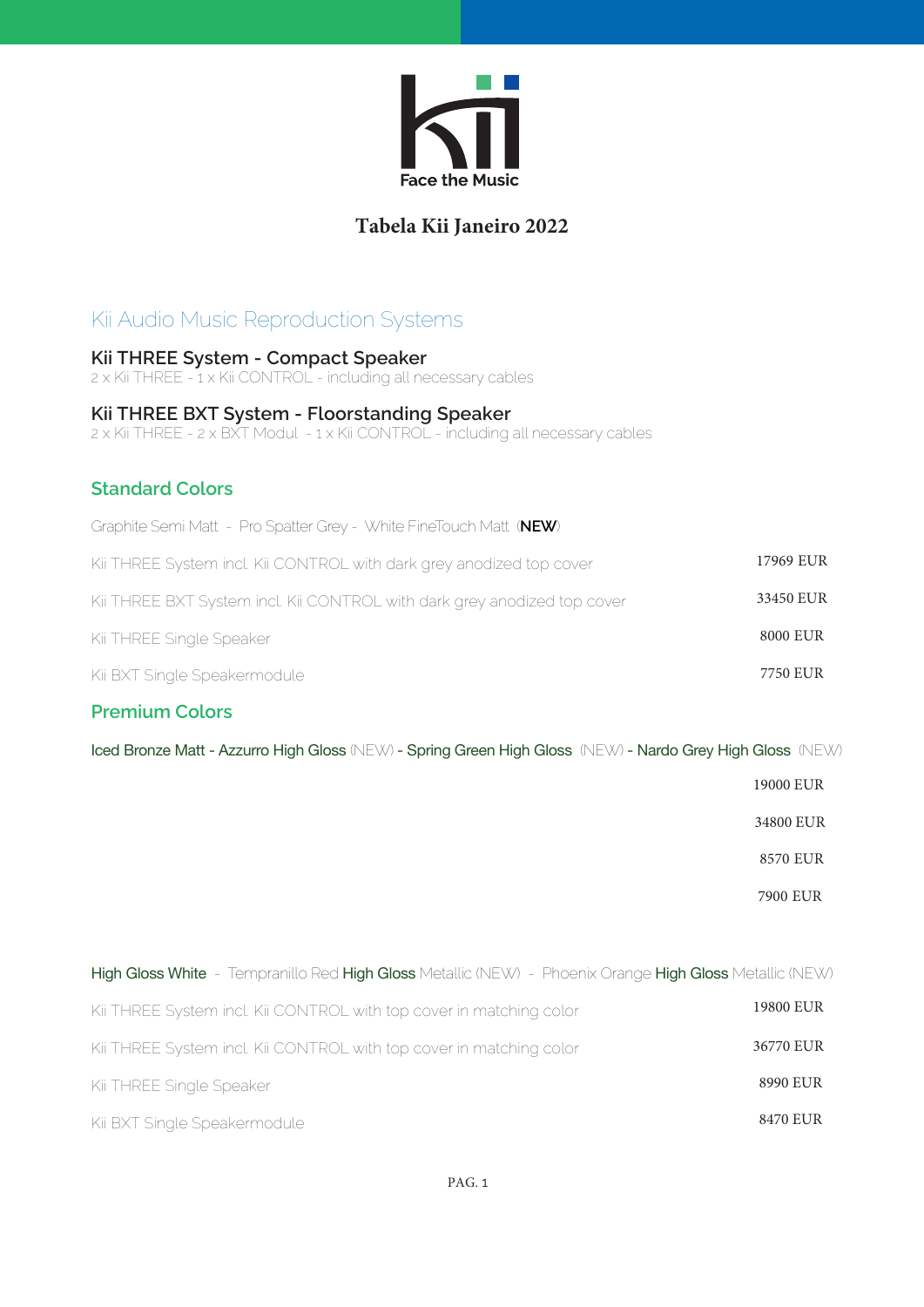Kii

Face the Music

# Tabela Kii Janeiro 2022

## Kii Audio Music Reproduction Systems

### Kii THREE System - Compact Speaker

2 x Kii THREE - 1 x Kii CONTROL - including all necessary cables

### Kii THREE BXT System - Floorstanding Speaker

2 x Kii THREE - 2 x BXT Modul - 1 x Kii CONTROL - including all necessary cables

## Standard Colors

Graphite Semi Matt - Pro Spatter Grey - White FineTouch Matt (**NEW**)

| | |
|---|---|
| Kii THREE System incl. Kii CONTROL with dark grey anodized top cover | 17969 EUR |
| Kii THREE BXT System incl. Kii CONTROL with dark grey anodized top cover | 33450 EUR |
| Kii THREE Single Speaker | 8000 EUR |
| Kii BXT Single Speakermodule | 7750 EUR |

## Premium Colors

Iced Bronze Matt - Azzurro High Gloss (NEW) - Spring Green High Gloss (NEW) - Nardo Grey High Gloss (NEW)

| | |
|---|---|
| | 19000 EUR |
| | 34800 EUR |
| | 8570 EUR |
| | 7900 EUR |

High Gloss White - Tempranillo Red High Gloss Metallic (NEW) - Phoenix Orange High Gloss Metallic (NEW)

| | |
|---|---|
| Kii THREE System incl. Kii CONTROL with top cover in matching color | 19800 EUR |
| Kii THREE System incl. Kii CONTROL with top cover in matching color | 36770 EUR |
| Kii THREE Single Speaker | 8990 EUR |
| Kii BXT Single Speakermodule | 8470 EUR |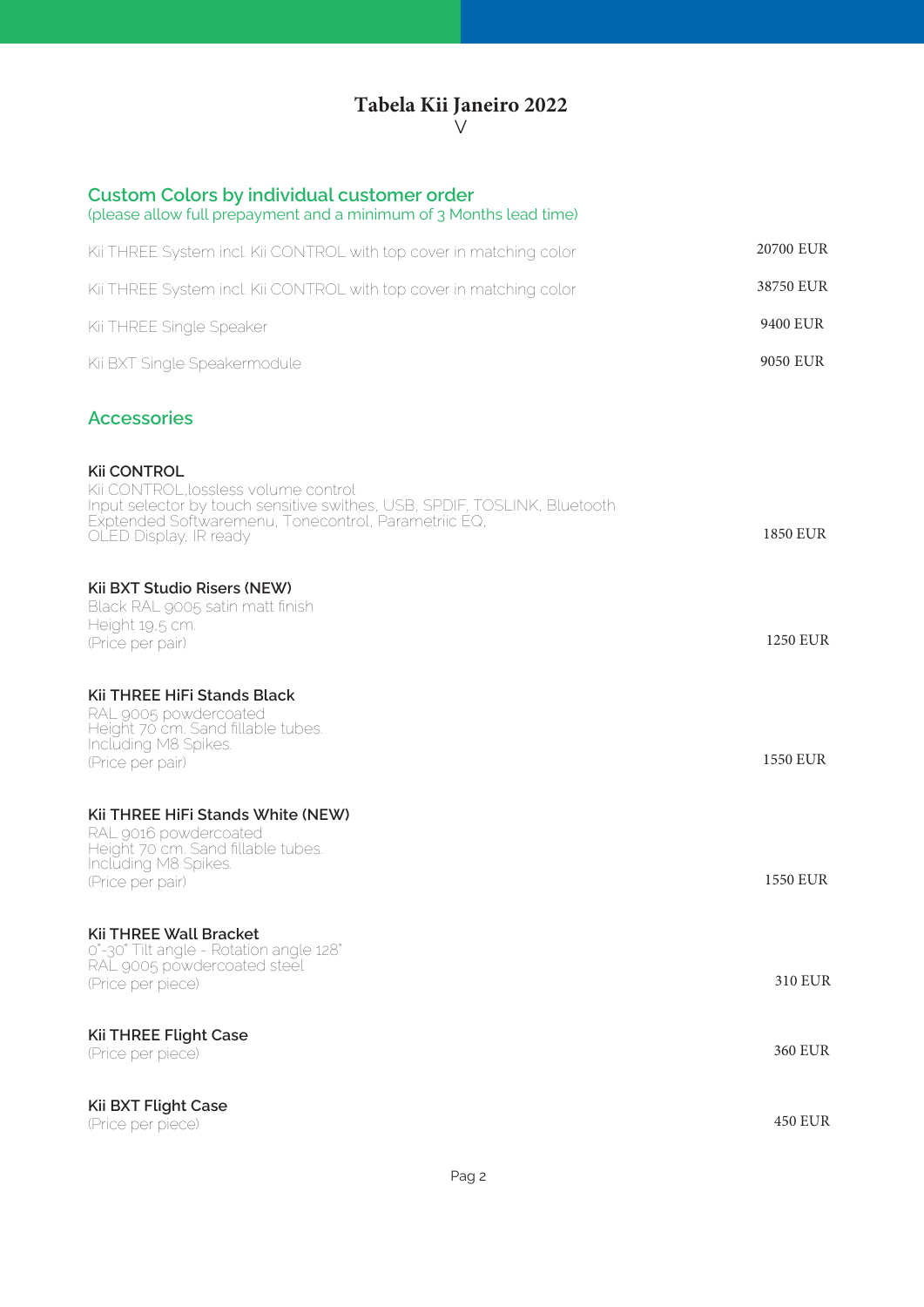# Tabela Kii Janeiro 2022

V

## Custom Colors by individual customer order

(please allow full prepayment and a minimum of 3 Months lead time)

| | |
|---|---|
| Kii THREE System incl. Kii CONTROL with top cover in matching color | 20700 EUR |
| Kii THREE System incl. Kii CONTROL with top cover in matching color | 38750 EUR |
| Kii THREE Single Speaker | 9400 EUR |
| Kii BXT Single Speakermodule | 9050 EUR |

## Accessories

**Kii CONTROL**
Kii CONTROL,lossless volume control
Input selector by touch sensitive swithes, USB, SPDIF, TOSLINK, Bluetooth
Exptended Softwaremenu, Tonecontrol, Parametriic EQ,
OLED Display, IR ready
1850 EUR

**Kii BXT Studio Risers (NEW)**
Black RAL 9005 satin matt finish
Height 19,5 cm.
(Price per pair)
1250 EUR

**Kii THREE HiFi Stands Black**
RAL 9005 powdercoated
Height 70 cm. Sand fillable tubes.
Including M8 Spikes.
(Price per pair)
1550 EUR

**Kii THREE HiFi Stands White (NEW)**
RAL 9016 powdercoated
Height 70 cm. Sand fillable tubes.
Including M8 Spikes.
(Price per pair)
1550 EUR

**Kii THREE Wall Bracket**
0°-30° Tilt angle - Rotation angle 128°
RAL 9005 powdercoated steel
(Price per piece)
310 EUR

**Kii THREE Flight Case**
(Price per piece)
360 EUR

**Kii BXT Flight Case**
(Price per piece)
450 EUR